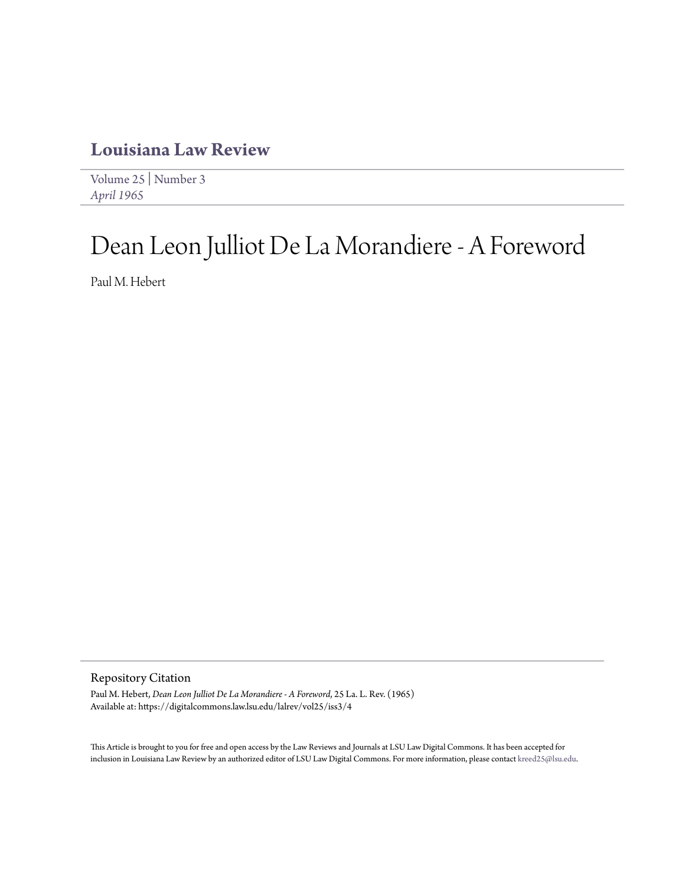# Louisiana Law Review

Volume 25 | Number 3

*April 1965*

# Dean Leon Julliot De La Morandiere - A Foreword

Paul M. Hebert

## Repository Citation

Paul M. Hebert, *Dean Leon Julliot De La Morandiere - A Foreword*, 25 La. L. Rev. (1965)
Available at: https://digitalcommons.law.lsu.edu/lalrev/vol25/iss3/4

This Article is brought to you for free and open access by the Law Reviews and Journals at LSU Law Digital Commons. It has been accepted for inclusion in Louisiana Law Review by an authorized editor of LSU Law Digital Commons. For more information, please contact kreed25@lsu.edu.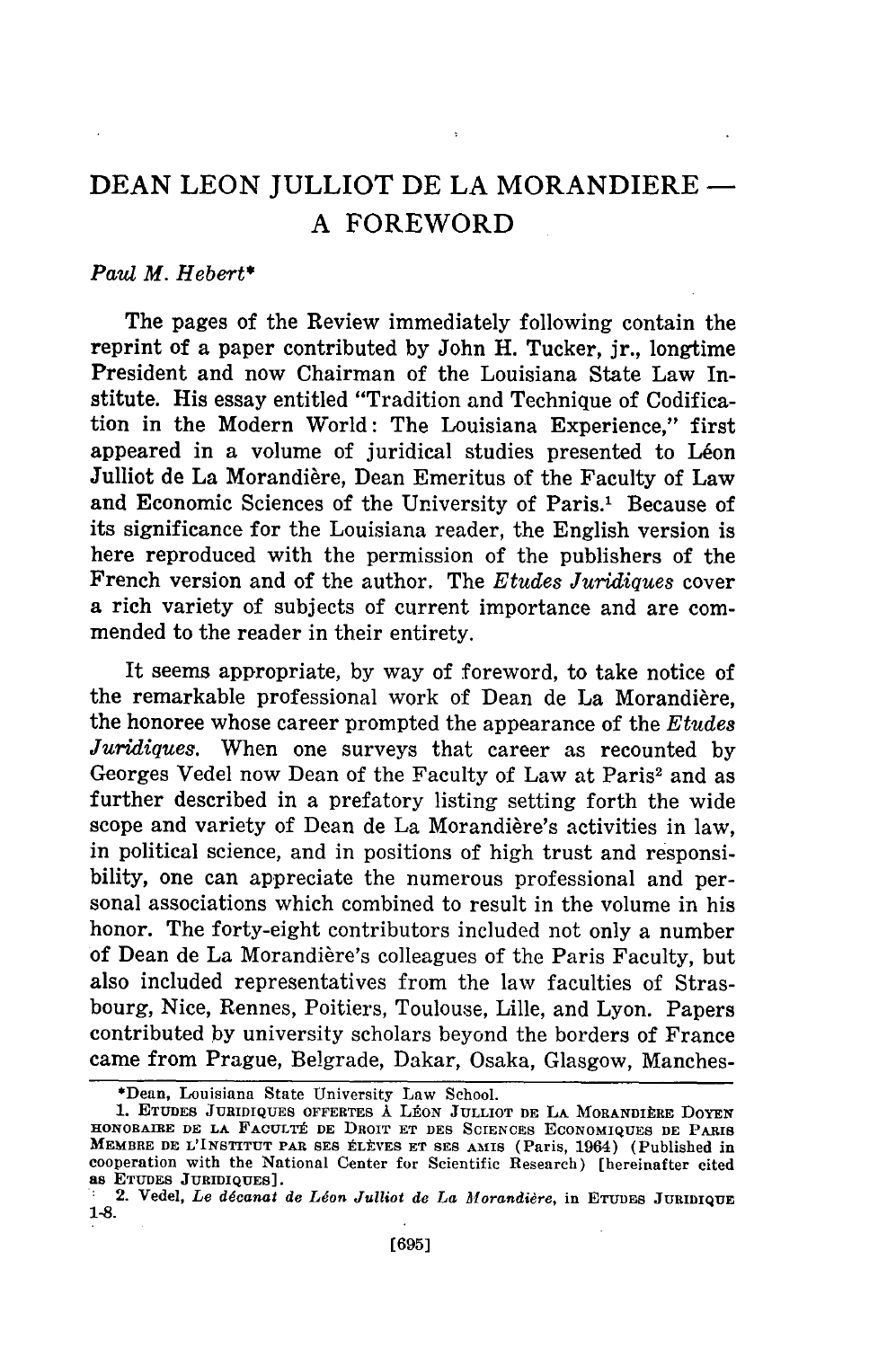# DEAN LEON JULLIOT DE LA MORANDIERE — A FOREWORD

*Paul M. Hebert**

The pages of the Review immediately following contain the reprint of a paper contributed by John H. Tucker, jr., longtime President and now Chairman of the Louisiana State Law Institute. His essay entitled "Tradition and Technique of Codification in the Modern World: The Louisiana Experience," first appeared in a volume of juridical studies presented to Léon Julliot de La Morandière, Dean Emeritus of the Faculty of Law and Economic Sciences of the University of Paris.[1] Because of its significance for the Louisiana reader, the English version is here reproduced with the permission of the publishers of the French version and of the author. The *Etudes Juridiques* cover a rich variety of subjects of current importance and are commended to the reader in their entirety.

It seems appropriate, by way of foreword, to take notice of the remarkable professional work of Dean de La Morandière, the honoree whose career prompted the appearance of the *Etudes Juridiques.* When one surveys that career as recounted by Georges Vedel now Dean of the Faculty of Law at Paris[2] and as further described in a prefatory listing setting forth the wide scope and variety of Dean de La Morandière's activities in law, in political science, and in positions of high trust and responsibility, one can appreciate the numerous professional and personal associations which combined to result in the volume in his honor. The forty-eight contributors included not only a number of Dean de La Morandière's colleagues of the Paris Faculty, but also included representatives from the law faculties of Strasbourg, Nice, Rennes, Poitiers, Toulouse, Lille, and Lyon. Papers contributed by university scholars beyond the borders of France came from Prague, Belgrade, Dakar, Osaka, Glasgow, Manches-

*Dean, Louisiana State University Law School.

1. ETUDES JURIDIQUES OFFERTES À LÉON JULLIOT DE LA MORANDIÈRE DOYEN HONORAIRE DE LA FACULTÉ DE DROIT ET DES SCIENCES ECONOMIQUES DE PARIS MEMBRE DE L'INSTITUT PAR SES ÉLÈVES ET SES AMIS (Paris, 1964) (Published in cooperation with the National Center for Scientific Research) [hereinafter cited as ETUDES JURIDIQUES].

2. Vedel, *Le décanat de Léon Julliot de La Morandière,* in ETUDES JURIDIQUE 1-8.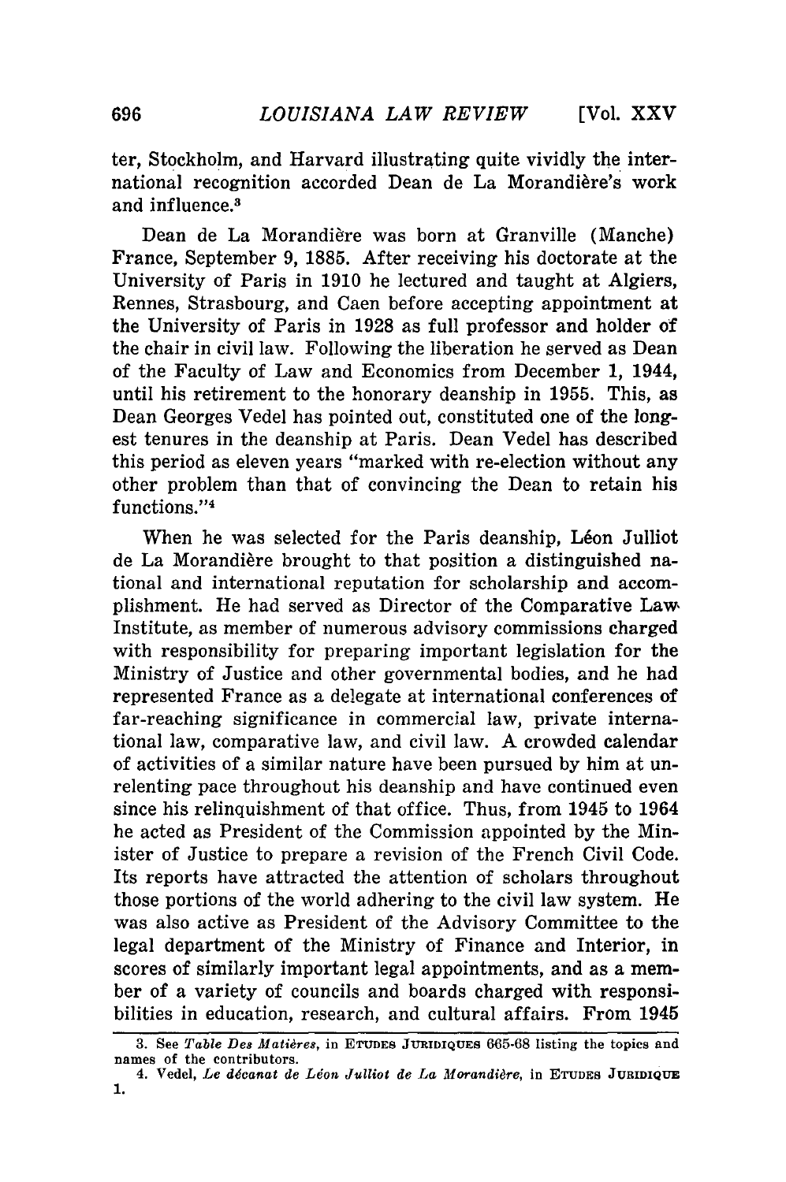ter, Stockholm, and Harvard illustrating quite vividly the international recognition accorded Dean de La Morandière's work and influence.[3]

Dean de La Morandière was born at Granville (Manche) France, September 9, 1885. After receiving his doctorate at the University of Paris in 1910 he lectured and taught at Algiers, Rennes, Strasbourg, and Caen before accepting appointment at the University of Paris in 1928 as full professor and holder of the chair in civil law. Following the liberation he served as Dean of the Faculty of Law and Economics from December 1, 1944, until his retirement to the honorary deanship in 1955. This, as Dean Georges Vedel has pointed out, constituted one of the longest tenures in the deanship at Paris. Dean Vedel has described this period as eleven years "marked with re-election without any other problem than that of convincing the Dean to retain his functions."[4]

When he was selected for the Paris deanship, Léon Julliot de La Morandière brought to that position a distinguished national and international reputation for scholarship and accomplishment. He had served as Director of the Comparative Law Institute, as member of numerous advisory commissions charged with responsibility for preparing important legislation for the Ministry of Justice and other governmental bodies, and he had represented France as a delegate at international conferences of far-reaching significance in commercial law, private international law, comparative law, and civil law. A crowded calendar of activities of a similar nature have been pursued by him at unrelenting pace throughout his deanship and have continued even since his relinquishment of that office. Thus, from 1945 to 1964 he acted as President of the Commission appointed by the Minister of Justice to prepare a revision of the French Civil Code. Its reports have attracted the attention of scholars throughout those portions of the world adhering to the civil law system. He was also active as President of the Advisory Committee to the legal department of the Ministry of Finance and Interior, in scores of similarly important legal appointments, and as a member of a variety of councils and boards charged with responsibilities in education, research, and cultural affairs. From 1945

3. See *Table Des Matières*, in ETUDES JURIDIQUES 665-68 listing the topics and names of the contributors.

4. Vedel, *Le décanat de Léon Julliot de La Morandière*, in ETUDES JURIDIQUE 1.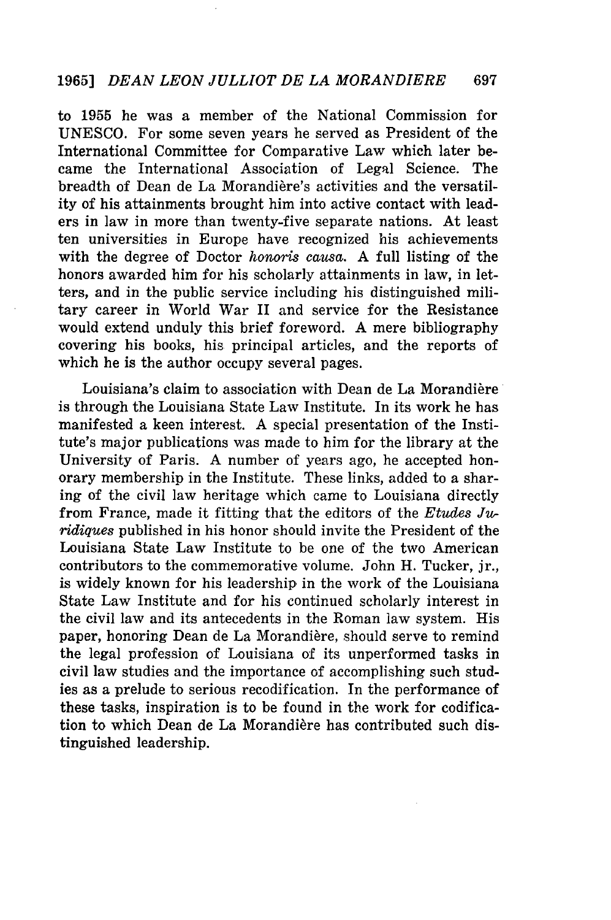to 1955 he was a member of the National Commission for UNESCO. For some seven years he served as President of the International Committee for Comparative Law which later became the International Association of Legal Science. The breadth of Dean de La Morandière's activities and the versatility of his attainments brought him into active contact with leaders in law in more than twenty-five separate nations. At least ten universities in Europe have recognized his achievements with the degree of Doctor *honoris causa*. A full listing of the honors awarded him for his scholarly attainments in law, in letters, and in the public service including his distinguished military career in World War II and service for the Resistance would extend unduly this brief foreword. A mere bibliography covering his books, his principal articles, and the reports of which he is the author occupy several pages.

Louisiana's claim to association with Dean de La Morandière is through the Louisiana State Law Institute. In its work he has manifested a keen interest. A special presentation of the Institute's major publications was made to him for the library at the University of Paris. A number of years ago, he accepted honorary membership in the Institute. These links, added to a sharing of the civil law heritage which came to Louisiana directly from France, made it fitting that the editors of the *Etudes Juridiques* published in his honor should invite the President of the Louisiana State Law Institute to be one of the two American contributors to the commemorative volume. John H. Tucker, jr., is widely known for his leadership in the work of the Louisiana State Law Institute and for his continued scholarly interest in the civil law and its antecedents in the Roman law system. His paper, honoring Dean de La Morandière, should serve to remind the legal profession of Louisiana of its unperformed tasks in civil law studies and the importance of accomplishing such studies as a prelude to serious recodification. In the performance of these tasks, inspiration is to be found in the work for codification to which Dean de La Morandière has contributed such distinguished leadership.